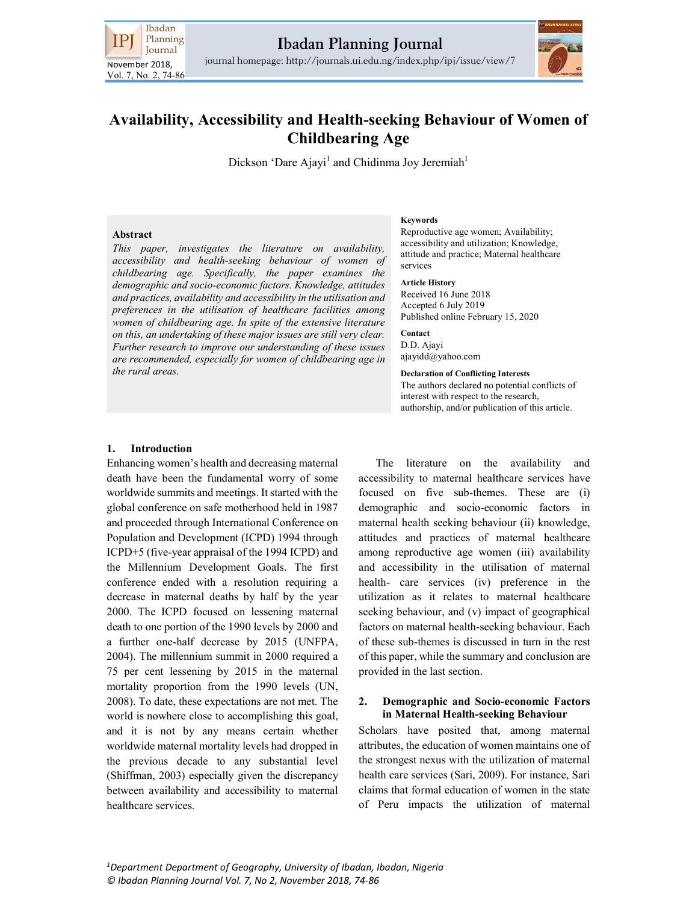# Availability, Accessibility and Health-seeking Behaviour of Women of Childbearing Age

Dickson 'Dare Ajayi[1] and Chidinma Joy Jeremiah[1]

**Abstract**

*This paper, investigates the literature on availability, accessibility and health-seeking behaviour of women of childbearing age. Specifically, the paper examines the demographic and socio-economic factors. Knowledge, attitudes and practices, availability and accessibility in the utilisation and preferences in the utilisation of healthcare facilities among women of childbearing age. In spite of the extensive literature on this, an undertaking of these major issues are still very clear. Further research to improve our understanding of these issues are recommended, especially for women of childbearing age in the rural areas.*

**Keywords**

Reproductive age women; Availability; accessibility and utilization; Knowledge, attitude and practice; Maternal healthcare services

**Article History**

Received 16 June 2018
Accepted 6 July 2019
Published online February 15, 2020

**Contact**

D.D. Ajayi
ajayidd@yahoo.com

**Declaration of Conflicting Interests**

The authors declared no potential conflicts of interest with respect to the research, authorship, and/or publication of this article.

## 1. Introduction

Enhancing women's health and decreasing maternal death have been the fundamental worry of some worldwide summits and meetings. It started with the global conference on safe motherhood held in 1987 and proceeded through International Conference on Population and Development (ICPD) 1994 through ICPD+5 (five-year appraisal of the 1994 ICPD) and the Millennium Development Goals. The first conference ended with a resolution requiring a decrease in maternal deaths by half by the year 2000. The ICPD focused on lessening maternal death to one portion of the 1990 levels by 2000 and a further one-half decrease by 2015 (UNFPA, 2004). The millennium summit in 2000 required a 75 per cent lessening by 2015 in the maternal mortality proportion from the 1990 levels (UN, 2008). To date, these expectations are not met. The world is nowhere close to accomplishing this goal, and it is not by any means certain whether worldwide maternal mortality levels had dropped in the previous decade to any substantial level (Shiffman, 2003) especially given the discrepancy between availability and accessibility to maternal healthcare services.

The literature on the availability and accessibility to maternal healthcare services have focused on five sub-themes. These are (i) demographic and socio-economic factors in maternal health seeking behaviour (ii) knowledge, attitudes and practices of maternal healthcare among reproductive age women (iii) availability and accessibility in the utilisation of maternal health- care services (iv) preference in the utilization as it relates to maternal healthcare seeking behaviour, and (v) impact of geographical factors on maternal health-seeking behaviour. Each of these sub-themes is discussed in turn in the rest of this paper, while the summary and conclusion are provided in the last section.

## 2. Demographic and Socio-economic Factors in Maternal Health-seeking Behaviour

Scholars have posited that, among maternal attributes, the education of women maintains one of the strongest nexus with the utilization of maternal health care services (Sari, 2009). For instance, Sari claims that formal education of women in the state of Peru impacts the utilization of maternal

[1]Department Department of Geography, University of Ibadan, Ibadan, Nigeria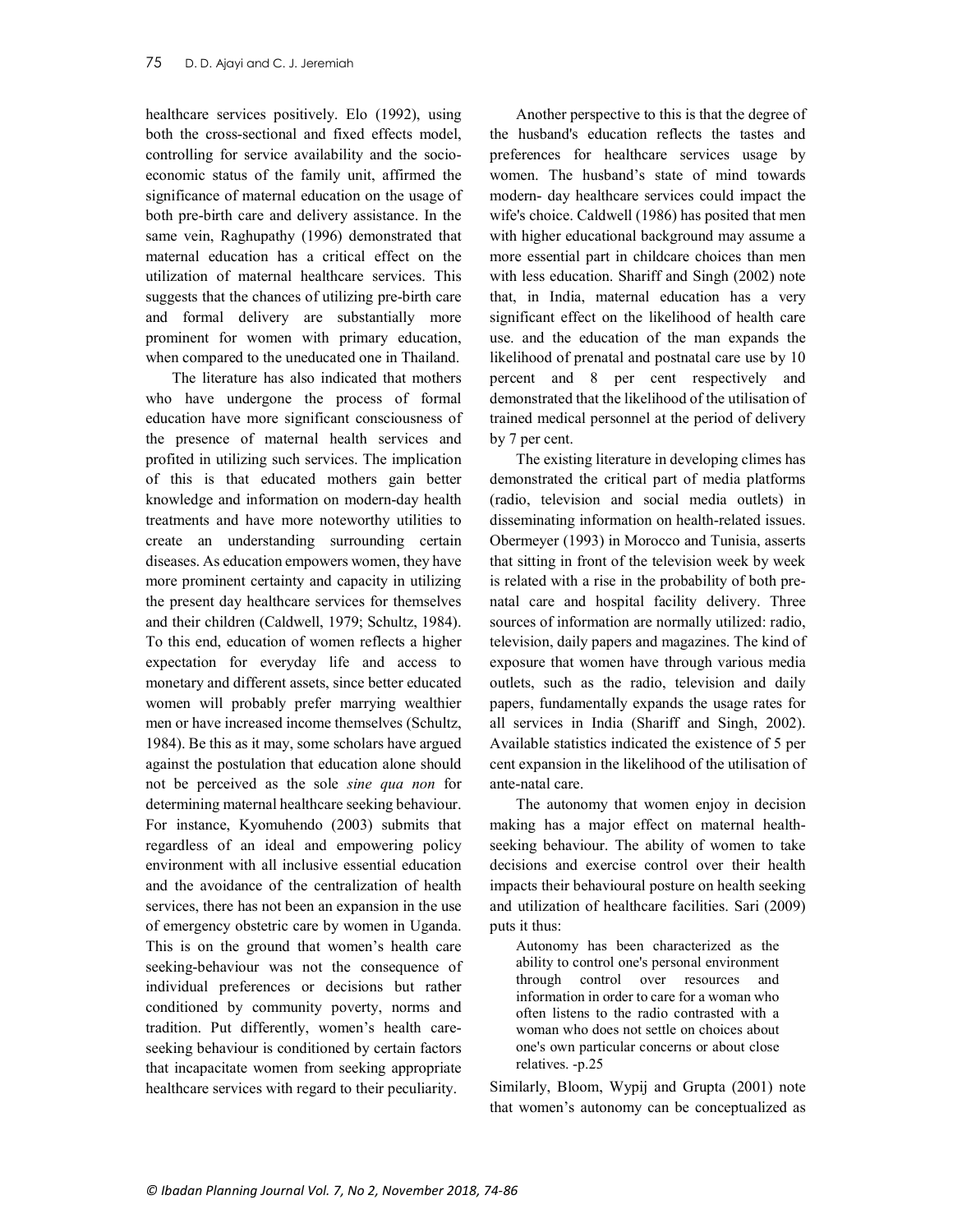healthcare services positively. Elo (1992), using both the cross-sectional and fixed effects model, controlling for service availability and the socio-economic status of the family unit, affirmed the significance of maternal education on the usage of both pre-birth care and delivery assistance. In the same vein, Raghupathy (1996) demonstrated that maternal education has a critical effect on the utilization of maternal healthcare services. This suggests that the chances of utilizing pre-birth care and formal delivery are substantially more prominent for women with primary education, when compared to the uneducated one in Thailand.

The literature has also indicated that mothers who have undergone the process of formal education have more significant consciousness of the presence of maternal health services and profited in utilizing such services. The implication of this is that educated mothers gain better knowledge and information on modern-day health treatments and have more noteworthy utilities to create an understanding surrounding certain diseases. As education empowers women, they have more prominent certainty and capacity in utilizing the present day healthcare services for themselves and their children (Caldwell, 1979; Schultz, 1984). To this end, education of women reflects a higher expectation for everyday life and access to monetary and different assets, since better educated women will probably prefer marrying wealthier men or have increased income themselves (Schultz, 1984). Be this as it may, some scholars have argued against the postulation that education alone should not be perceived as the sole *sine qua non* for determining maternal healthcare seeking behaviour. For instance, Kyomuhendo (2003) submits that regardless of an ideal and empowering policy environment with all inclusive essential education and the avoidance of the centralization of health services, there has not been an expansion in the use of emergency obstetric care by women in Uganda. This is on the ground that women's health care seeking-behaviour was not the consequence of individual preferences or decisions but rather conditioned by community poverty, norms and tradition. Put differently, women's health care-seeking behaviour is conditioned by certain factors that incapacitate women from seeking appropriate healthcare services with regard to their peculiarity.

Another perspective to this is that the degree of the husband's education reflects the tastes and preferences for healthcare services usage by women. The husband's state of mind towards modern- day healthcare services could impact the wife's choice. Caldwell (1986) has posited that men with higher educational background may assume a more essential part in childcare choices than men with less education. Shariff and Singh (2002) note that, in India, maternal education has a very significant effect on the likelihood of health care use. and the education of the man expands the likelihood of prenatal and postnatal care use by 10 percent and 8 per cent respectively and demonstrated that the likelihood of the utilisation of trained medical personnel at the period of delivery by 7 per cent.

The existing literature in developing climes has demonstrated the critical part of media platforms (radio, television and social media outlets) in disseminating information on health-related issues. Obermeyer (1993) in Morocco and Tunisia, asserts that sitting in front of the television week by week is related with a rise in the probability of both pre-natal care and hospital facility delivery. Three sources of information are normally utilized: radio, television, daily papers and magazines. The kind of exposure that women have through various media outlets, such as the radio, television and daily papers, fundamentally expands the usage rates for all services in India (Shariff and Singh, 2002). Available statistics indicated the existence of 5 per cent expansion in the likelihood of the utilisation of ante-natal care.

The autonomy that women enjoy in decision making has a major effect on maternal health-seeking behaviour. The ability of women to take decisions and exercise control over their health impacts their behavioural posture on health seeking and utilization of healthcare facilities. Sari (2009) puts it thus:

> Autonomy has been characterized as the ability to control one's personal environment through control over resources and information in order to care for a woman who often listens to the radio contrasted with a woman who does not settle on choices about one's own particular concerns or about close relatives. -p.25

Similarly, Bloom, Wypij and Grupta (2001) note that women's autonomy can be conceptualized as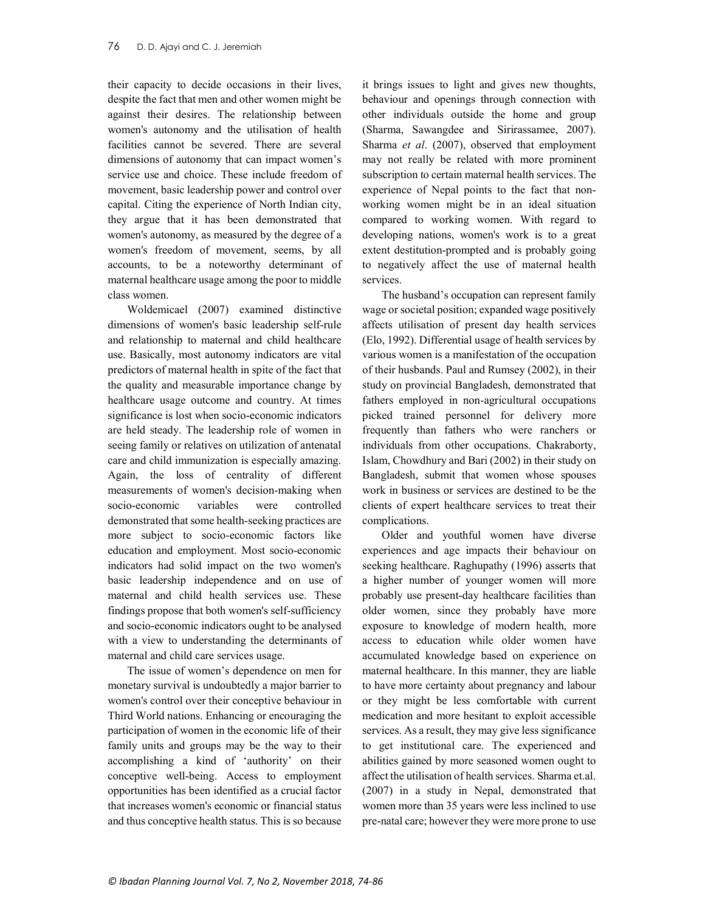their capacity to decide occasions in their lives, despite the fact that men and other women might be against their desires. The relationship between women's autonomy and the utilisation of health facilities cannot be severed. There are several dimensions of autonomy that can impact women's service use and choice. These include freedom of movement, basic leadership power and control over capital. Citing the experience of North Indian city, they argue that it has been demonstrated that women's autonomy, as measured by the degree of a women's freedom of movement, seems, by all accounts, to be a noteworthy determinant of maternal healthcare usage among the poor to middle class women.

Woldemicael (2007) examined distinctive dimensions of women's basic leadership self-rule and relationship to maternal and child healthcare use. Basically, most autonomy indicators are vital predictors of maternal health in spite of the fact that the quality and measurable importance change by healthcare usage outcome and country. At times significance is lost when socio-economic indicators are held steady. The leadership role of women in seeing family or relatives on utilization of antenatal care and child immunization is especially amazing. Again, the loss of centrality of different measurements of women's decision-making when socio-economic variables were controlled demonstrated that some health-seeking practices are more subject to socio-economic factors like education and employment. Most socio-economic indicators had solid impact on the two women's basic leadership independence and on use of maternal and child health services use. These findings propose that both women's self-sufficiency and socio-economic indicators ought to be analysed with a view to understanding the determinants of maternal and child care services usage.

The issue of women's dependence on men for monetary survival is undoubtedly a major barrier to women's control over their conceptive behaviour in Third World nations. Enhancing or encouraging the participation of women in the economic life of their family units and groups may be the way to their accomplishing a kind of 'authority' on their conceptive well-being. Access to employment opportunities has been identified as a crucial factor that increases women's economic or financial status and thus conceptive health status. This is so because it brings issues to light and gives new thoughts, behaviour and openings through connection with other individuals outside the home and group (Sharma, Sawangdee and Sirirassamee, 2007). Sharma *et al*. (2007), observed that employment may not really be related with more prominent subscription to certain maternal health services. The experience of Nepal points to the fact that non-working women might be in an ideal situation compared to working women. With regard to developing nations, women's work is to a great extent destitution-prompted and is probably going to negatively affect the use of maternal health services.

The husband's occupation can represent family wage or societal position; expanded wage positively affects utilisation of present day health services (Elo, 1992). Differential usage of health services by various women is a manifestation of the occupation of their husbands. Paul and Rumsey (2002), in their study on provincial Bangladesh, demonstrated that fathers employed in non-agricultural occupations picked trained personnel for delivery more frequently than fathers who were ranchers or individuals from other occupations. Chakraborty, Islam, Chowdhury and Bari (2002) in their study on Bangladesh, submit that women whose spouses work in business or services are destined to be the clients of expert healthcare services to treat their complications.

Older and youthful women have diverse experiences and age impacts their behaviour on seeking healthcare. Raghupathy (1996) asserts that a higher number of younger women will more probably use present-day healthcare facilities than older women, since they probably have more exposure to knowledge of modern health, more access to education while older women have accumulated knowledge based on experience on maternal healthcare. In this manner, they are liable to have more certainty about pregnancy and labour or they might be less comfortable with current medication and more hesitant to exploit accessible services. As a result, they may give less significance to get institutional care. The experienced and abilities gained by more seasoned women ought to affect the utilisation of health services. Sharma et.al. (2007) in a study in Nepal, demonstrated that women more than 35 years were less inclined to use pre-natal care; however they were more prone to use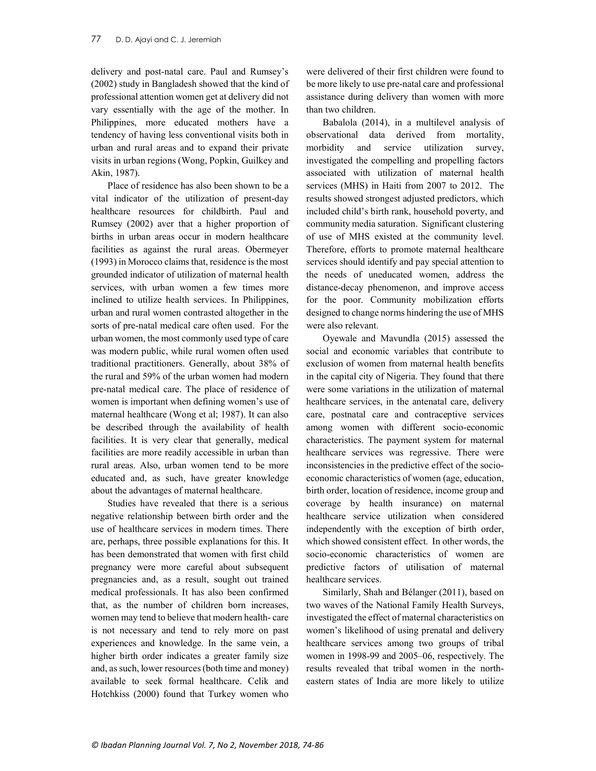delivery and post-natal care. Paul and Rumsey's (2002) study in Bangladesh showed that the kind of professional attention women get at delivery did not vary essentially with the age of the mother. In Philippines, more educated mothers have a tendency of having less conventional visits both in urban and rural areas and to expand their private visits in urban regions (Wong, Popkin, Guilkey and Akin, 1987).

Place of residence has also been shown to be a vital indicator of the utilization of present-day healthcare resources for childbirth. Paul and Rumsey (2002) aver that a higher proportion of births in urban areas occur in modern healthcare facilities as against the rural areas. Obermeyer (1993) in Morocco claims that, residence is the most grounded indicator of utilization of maternal health services, with urban women a few times more inclined to utilize health services. In Philippines, urban and rural women contrasted altogether in the sorts of pre-natal medical care often used. For the urban women, the most commonly used type of care was modern public, while rural women often used traditional practitioners. Generally, about 38% of the rural and 59% of the urban women had modern pre-natal medical care. The place of residence of women is important when defining women's use of maternal healthcare (Wong et al; 1987). It can also be described through the availability of health facilities. It is very clear that generally, medical facilities are more readily accessible in urban than rural areas. Also, urban women tend to be more educated and, as such, have greater knowledge about the advantages of maternal healthcare.

Studies have revealed that there is a serious negative relationship between birth order and the use of healthcare services in modern times. There are, perhaps, three possible explanations for this. It has been demonstrated that women with first child pregnancy were more careful about subsequent pregnancies and, as a result, sought out trained medical professionals. It has also been confirmed that, as the number of children born increases, women may tend to believe that modern health- care is not necessary and tend to rely more on past experiences and knowledge. In the same vein, a higher birth order indicates a greater family size and, as such, lower resources (both time and money) available to seek formal healthcare. Celik and Hotchkiss (2000) found that Turkey women who were delivered of their first children were found to be more likely to use pre-natal care and professional assistance during delivery than women with more than two children.

Babalola (2014), in a multilevel analysis of observational data derived from mortality, morbidity and service utilization survey, investigated the compelling and propelling factors associated with utilization of maternal health services (MHS) in Haiti from 2007 to 2012. The results showed strongest adjusted predictors, which included child's birth rank, household poverty, and community media saturation. Significant clustering of use of MHS existed at the community level. Therefore, efforts to promote maternal healthcare services should identify and pay special attention to the needs of uneducated women, address the distance-decay phenomenon, and improve access for the poor. Community mobilization efforts designed to change norms hindering the use of MHS were also relevant.

Oyewale and Mavundla (2015) assessed the social and economic variables that contribute to exclusion of women from maternal health benefits in the capital city of Nigeria. They found that there were some variations in the utilization of maternal healthcare services, in the antenatal care, delivery care, postnatal care and contraceptive services among women with different socio-economic characteristics. The payment system for maternal healthcare services was regressive. There were inconsistencies in the predictive effect of the socio-economic characteristics of women (age, education, birth order, location of residence, income group and coverage by health insurance) on maternal healthcare service utilization when considered independently with the exception of birth order, which showed consistent effect. In other words, the socio-economic characteristics of women are predictive factors of utilisation of maternal healthcare services.

Similarly, Shah and Bélanger (2011), based on two waves of the National Family Health Surveys, investigated the effect of maternal characteristics on women's likelihood of using prenatal and delivery healthcare services among two groups of tribal women in 1998-99 and 2005–06, respectively. The results revealed that tribal women in the north-eastern states of India are more likely to utilize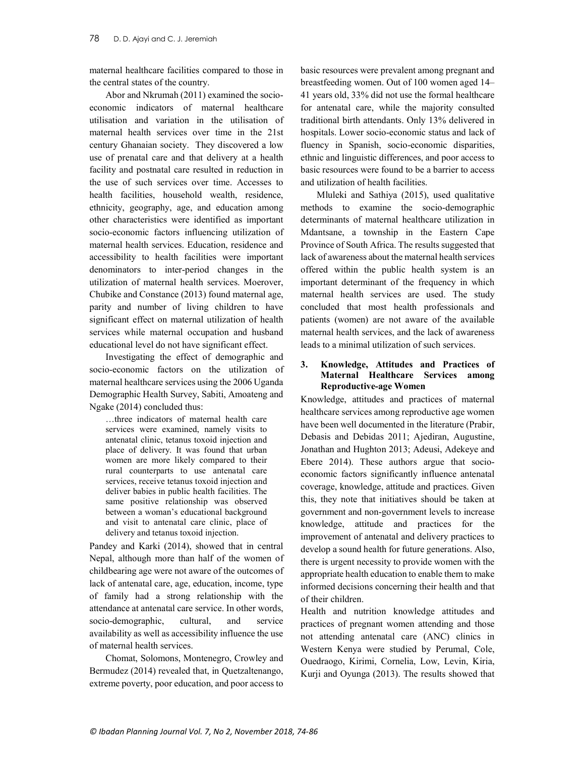maternal healthcare facilities compared to those in the central states of the country.

Abor and Nkrumah (2011) examined the socio-economic indicators of maternal healthcare utilisation and variation in the utilisation of maternal health services over time in the 21st century Ghanaian society. They discovered a low use of prenatal care and that delivery at a health facility and postnatal care resulted in reduction in the use of such services over time. Accesses to health facilities, household wealth, residence, ethnicity, geography, age, and education among other characteristics were identified as important socio-economic factors influencing utilization of maternal health services. Education, residence and accessibility to health facilities were important denominators to inter-period changes in the utilization of maternal health services. Moerover, Chubike and Constance (2013) found maternal age, parity and number of living children to have significant effect on maternal utilization of health services while maternal occupation and husband educational level do not have significant effect.

Investigating the effect of demographic and socio-economic factors on the utilization of maternal healthcare services using the 2006 Uganda Demographic Health Survey, Sabiti, Amoateng and Ngake (2014) concluded thus:

> …three indicators of maternal health care services were examined, namely visits to antenatal clinic, tetanus toxoid injection and place of delivery. It was found that urban women are more likely compared to their rural counterparts to use antenatal care services, receive tetanus toxoid injection and deliver babies in public health facilities. The same positive relationship was observed between a woman's educational background and visit to antenatal care clinic, place of delivery and tetanus toxoid injection.

Pandey and Karki (2014), showed that in central Nepal, although more than half of the women of childbearing age were not aware of the outcomes of lack of antenatal care, age, education, income, type of family had a strong relationship with the attendance at antenatal care service. In other words, socio-demographic, cultural, and service availability as well as accessibility influence the use of maternal health services.

Chomat, Solomons, Montenegro, Crowley and Bermudez (2014) revealed that, in Quetzaltenango, extreme poverty, poor education, and poor access to basic resources were prevalent among pregnant and breastfeeding women. Out of 100 women aged 14–41 years old, 33% did not use the formal healthcare for antenatal care, while the majority consulted traditional birth attendants. Only 13% delivered in hospitals. Lower socio-economic status and lack of fluency in Spanish, socio-economic disparities, ethnic and linguistic differences, and poor access to basic resources were found to be a barrier to access and utilization of health facilities.

Mluleki and Sathiya (2015), used qualitative methods to examine the socio-demographic determinants of maternal healthcare utilization in Mdantsane, a township in the Eastern Cape Province of South Africa. The results suggested that lack of awareness about the maternal health services offered within the public health system is an important determinant of the frequency in which maternal health services are used. The study concluded that most health professionals and patients (women) are not aware of the available maternal health services, and the lack of awareness leads to a minimal utilization of such services.

## 3. Knowledge, Attitudes and Practices of Maternal Healthcare Services among Reproductive-age Women

Knowledge, attitudes and practices of maternal healthcare services among reproductive age women have been well documented in the literature (Prabir, Debasis and Debidas 2011; Ajediran, Augustine, Jonathan and Hughton 2013; Adeusi, Adekeye and Ebere 2014). These authors argue that socio-economic factors significantly influence antenatal coverage, knowledge, attitude and practices. Given this, they note that initiatives should be taken at government and non-government levels to increase knowledge, attitude and practices for the improvement of antenatal and delivery practices to develop a sound health for future generations. Also, there is urgent necessity to provide women with the appropriate health education to enable them to make informed decisions concerning their health and that of their children.

Health and nutrition knowledge attitudes and practices of pregnant women attending and those not attending antenatal care (ANC) clinics in Western Kenya were studied by Perumal, Cole, Ouedraogo, Kirimi, Cornelia, Low, Levin, Kiria, Kurji and Oyunga (2013). The results showed that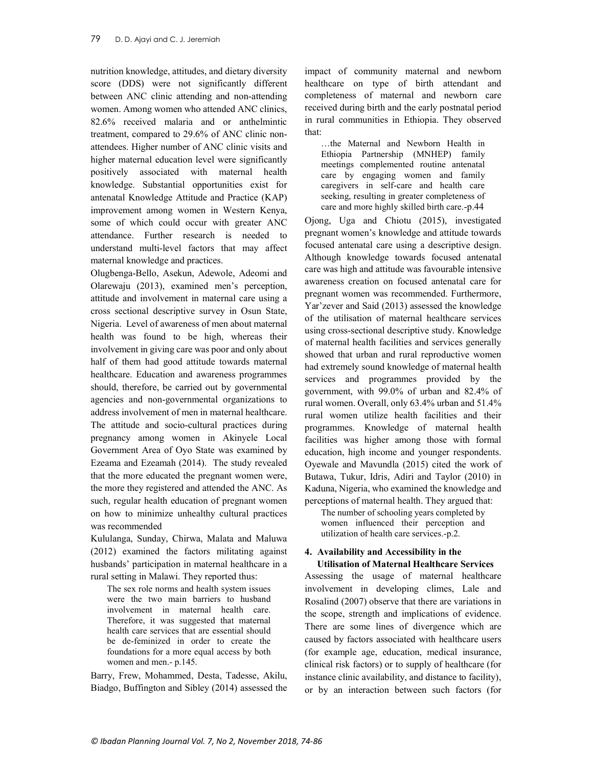nutrition knowledge, attitudes, and dietary diversity score (DDS) were not significantly different between ANC clinic attending and non-attending women. Among women who attended ANC clinics, 82.6% received malaria and or anthelmintic treatment, compared to 29.6% of ANC clinic non-attendees. Higher number of ANC clinic visits and higher maternal education level were significantly positively associated with maternal health knowledge. Substantial opportunities exist for antenatal Knowledge Attitude and Practice (KAP) improvement among women in Western Kenya, some of which could occur with greater ANC attendance. Further research is needed to understand multi-level factors that may affect maternal knowledge and practices.

Olugbenga-Bello, Asekun, Adewole, Adeomi and Olarewaju (2013), examined men's perception, attitude and involvement in maternal care using a cross sectional descriptive survey in Osun State, Nigeria. Level of awareness of men about maternal health was found to be high, whereas their involvement in giving care was poor and only about half of them had good attitude towards maternal healthcare. Education and awareness programmes should, therefore, be carried out by governmental agencies and non-governmental organizations to address involvement of men in maternal healthcare. The attitude and socio-cultural practices during pregnancy among women in Akinyele Local Government Area of Oyo State was examined by Ezeama and Ezeamah (2014). The study revealed that the more educated the pregnant women were, the more they registered and attended the ANC. As such, regular health education of pregnant women on how to minimize unhealthy cultural practices was recommended

Kululanga, Sunday, Chirwa, Malata and Maluwa (2012) examined the factors militating against husbands' participation in maternal healthcare in a rural setting in Malawi. They reported thus:

> The sex role norms and health system issues were the two main barriers to husband involvement in maternal health care. Therefore, it was suggested that maternal health care services that are essential should be de-feminized in order to create the foundations for a more equal access by both women and men.- p.145.

Barry, Frew, Mohammed, Desta, Tadesse, Akilu, Biadgo, Buffington and Sibley (2014) assessed the impact of community maternal and newborn healthcare on type of birth attendant and completeness of maternal and newborn care received during birth and the early postnatal period in rural communities in Ethiopia. They observed that:

> …the Maternal and Newborn Health in Ethiopia Partnership (MNHEP) family meetings complemented routine antenatal care by engaging women and family caregivers in self-care and health care seeking, resulting in greater completeness of care and more highly skilled birth care.-p.44

Ojong, Uga and Chiotu (2015), investigated pregnant women's knowledge and attitude towards focused antenatal care using a descriptive design. Although knowledge towards focused antenatal care was high and attitude was favourable intensive awareness creation on focused antenatal care for pregnant women was recommended. Furthermore, Yar'zever and Said (2013) assessed the knowledge of the utilisation of maternal healthcare services using cross-sectional descriptive study. Knowledge of maternal health facilities and services generally showed that urban and rural reproductive women had extremely sound knowledge of maternal health services and programmes provided by the government, with 99.0% of urban and 82.4% of rural women. Overall, only 63.4% urban and 51.4% rural women utilize health facilities and their programmes. Knowledge of maternal health facilities was higher among those with formal education, high income and younger respondents. Oyewale and Mavundla (2015) cited the work of Butawa, Tukur, Idris, Adiri and Taylor (2010) in Kaduna, Nigeria, who examined the knowledge and perceptions of maternal health. They argued that:

> The number of schooling years completed by women influenced their perception and utilization of health care services.-p.2.

## 4. Availability and Accessibility in the Utilisation of Maternal Healthcare Services

Assessing the usage of maternal healthcare involvement in developing climes, Lale and Rosalind (2007) observe that there are variations in the scope, strength and implications of evidence. There are some lines of divergence which are caused by factors associated with healthcare users (for example age, education, medical insurance, clinical risk factors) or to supply of healthcare (for instance clinic availability, and distance to facility), or by an interaction between such factors (for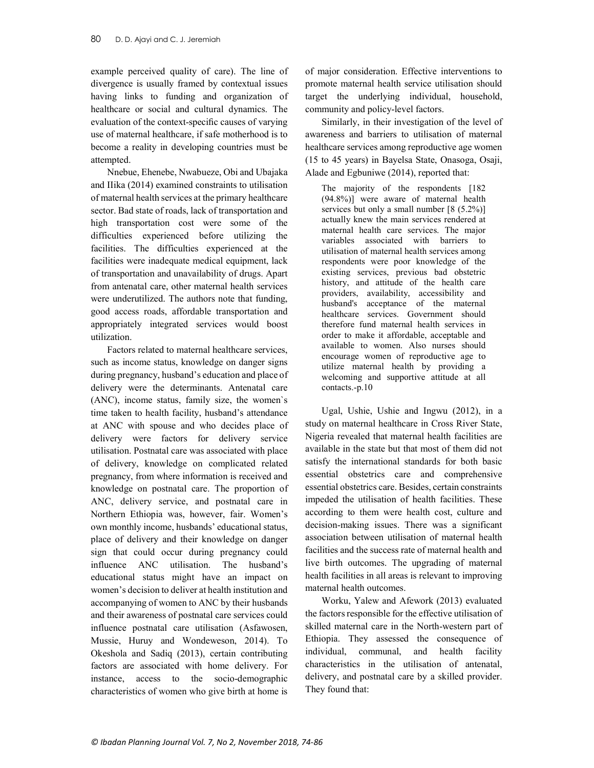example perceived quality of care). The line of divergence is usually framed by contextual issues having links to funding and organization of healthcare or social and cultural dynamics. The evaluation of the context-specific causes of varying use of maternal healthcare, if safe motherhood is to become a reality in developing countries must be attempted.

Nnebue, Ehenebe, Nwabueze, Obi and Ubajaka and IIika (2014) examined constraints to utilisation of maternal health services at the primary healthcare sector. Bad state of roads, lack of transportation and high transportation cost were some of the difficulties experienced before utilizing the facilities. The difficulties experienced at the facilities were inadequate medical equipment, lack of transportation and unavailability of drugs. Apart from antenatal care, other maternal health services were underutilized. The authors note that funding, good access roads, affordable transportation and appropriately integrated services would boost utilization.

Factors related to maternal healthcare services, such as income status, knowledge on danger signs during pregnancy, husband's education and place of delivery were the determinants. Antenatal care (ANC), income status, family size, the women`s time taken to health facility, husband's attendance at ANC with spouse and who decides place of delivery were factors for delivery service utilisation. Postnatal care was associated with place of delivery, knowledge on complicated related pregnancy, from where information is received and knowledge on postnatal care. The proportion of ANC, delivery service, and postnatal care in Northern Ethiopia was, however, fair. Women's own monthly income, husbands' educational status, place of delivery and their knowledge on danger sign that could occur during pregnancy could influence ANC utilisation. The husband's educational status might have an impact on women's decision to deliver at health institution and accompanying of women to ANC by their husbands and their awareness of postnatal care services could influence postnatal care utilisation (Asfawosen, Mussie, Huruy and Wondeweson, 2014). To Okeshola and Sadiq (2013), certain contributing factors are associated with home delivery. For instance, access to the socio-demographic characteristics of women who give birth at home is of major consideration. Effective interventions to promote maternal health service utilisation should target the underlying individual, household, community and policy-level factors.

Similarly, in their investigation of the level of awareness and barriers to utilisation of maternal healthcare services among reproductive age women (15 to 45 years) in Bayelsa State, Onasoga, Osaji, Alade and Egbuniwe (2014), reported that:

> The majority of the respondents [182 (94.8%)] were aware of maternal health services but only a small number [8 (5.2%)] actually knew the main services rendered at maternal health care services. The major variables associated with barriers to utilisation of maternal health services among respondents were poor knowledge of the existing services, previous bad obstetric history, and attitude of the health care providers, availability, accessibility and husband's acceptance of the maternal healthcare services. Government should therefore fund maternal health services in order to make it affordable, acceptable and available to women. Also nurses should encourage women of reproductive age to utilize maternal health by providing a welcoming and supportive attitude at all contacts.-p.10

Ugal, Ushie, Ushie and Ingwu (2012), in a study on maternal healthcare in Cross River State, Nigeria revealed that maternal health facilities are available in the state but that most of them did not satisfy the international standards for both basic essential obstetrics care and comprehensive essential obstetrics care. Besides, certain constraints impeded the utilisation of health facilities. These according to them were health cost, culture and decision-making issues. There was a significant association between utilisation of maternal health facilities and the success rate of maternal health and live birth outcomes. The upgrading of maternal health facilities in all areas is relevant to improving maternal health outcomes.

Worku, Yalew and Afework (2013) evaluated the factors responsible for the effective utilisation of skilled maternal care in the North-western part of Ethiopia. They assessed the consequence of individual, communal, and health facility characteristics in the utilisation of antenatal, delivery, and postnatal care by a skilled provider. They found that: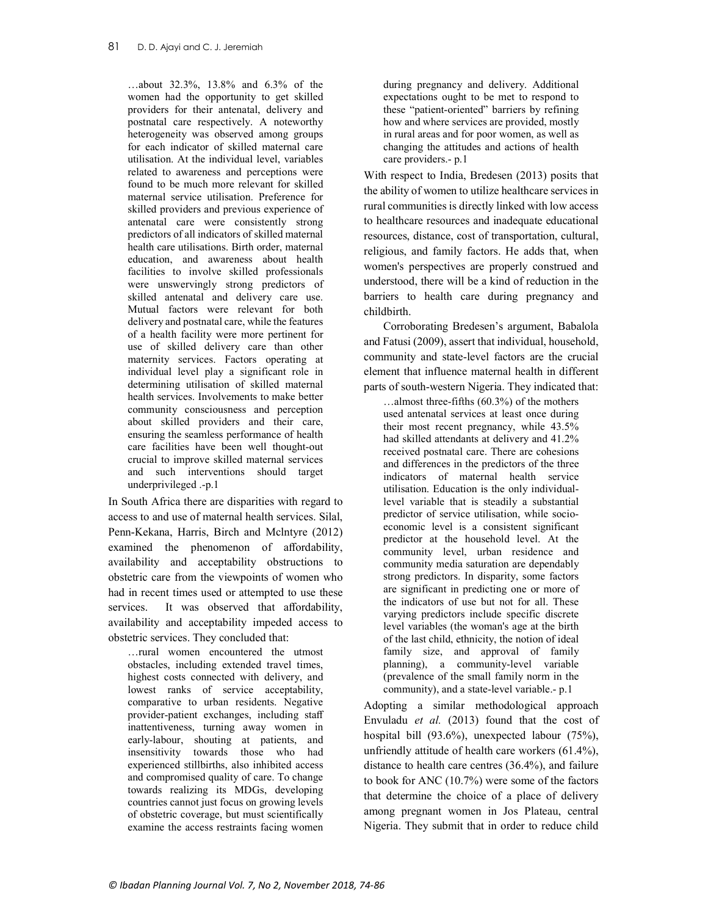> …about 32.3%, 13.8% and 6.3% of the women had the opportunity to get skilled providers for their antenatal, delivery and postnatal care respectively. A noteworthy heterogeneity was observed among groups for each indicator of skilled maternal care utilisation. At the individual level, variables related to awareness and perceptions were found to be much more relevant for skilled maternal service utilisation. Preference for skilled providers and previous experience of antenatal care were consistently strong predictors of all indicators of skilled maternal health care utilisations. Birth order, maternal education, and awareness about health facilities to involve skilled professionals were unswervingly strong predictors of skilled antenatal and delivery care use. Mutual factors were relevant for both delivery and postnatal care, while the features of a health facility were more pertinent for use of skilled delivery care than other maternity services. Factors operating at individual level play a significant role in determining utilisation of skilled maternal health services. Involvements to make better community consciousness and perception about skilled providers and their care, ensuring the seamless performance of health care facilities have been well thought-out crucial to improve skilled maternal services and such interventions should target underprivileged .-p.1

In South Africa there are disparities with regard to access to and use of maternal health services. Silal, Penn-Kekana, Harris, Birch and Mclntyre (2012) examined the phenomenon of affordability, availability and acceptability obstructions to obstetric care from the viewpoints of women who had in recent times used or attempted to use these services. It was observed that affordability, availability and acceptability impeded access to obstetric services. They concluded that:

> …rural women encountered the utmost obstacles, including extended travel times, highest costs connected with delivery, and lowest ranks of service acceptability, comparative to urban residents. Negative provider-patient exchanges, including staff inattentiveness, turning away women in early-labour, shouting at patients, and insensitivity towards those who had experienced stillbirths, also inhibited access and compromised quality of care. To change towards realizing its MDGs, developing countries cannot just focus on growing levels of obstetric coverage, but must scientifically examine the access restraints facing women during pregnancy and delivery. Additional expectations ought to be met to respond to these "patient-oriented" barriers by refining how and where services are provided, mostly in rural areas and for poor women, as well as changing the attitudes and actions of health care providers.- p.1

With respect to India, Bredesen (2013) posits that the ability of women to utilize healthcare services in rural communities is directly linked with low access to healthcare resources and inadequate educational resources, distance, cost of transportation, cultural, religious, and family factors. He adds that, when women's perspectives are properly construed and understood, there will be a kind of reduction in the barriers to health care during pregnancy and childbirth.

Corroborating Bredesen's argument, Babalola and Fatusi (2009), assert that individual, household, community and state-level factors are the crucial element that influence maternal health in different parts of south-western Nigeria. They indicated that:

> …almost three-fifths (60.3%) of the mothers used antenatal services at least once during their most recent pregnancy, while 43.5% had skilled attendants at delivery and 41.2% received postnatal care. There are cohesions and differences in the predictors of the three indicators of maternal health service utilisation. Education is the only individual-level variable that is steadily a substantial predictor of service utilisation, while socio-economic level is a consistent significant predictor at the household level. At the community level, urban residence and community media saturation are dependably strong predictors. In disparity, some factors are significant in predicting one or more of the indicators of use but not for all. These varying predictors include specific discrete level variables (the woman's age at the birth of the last child, ethnicity, the notion of ideal family size, and approval of family planning), a community-level variable (prevalence of the small family norm in the community), and a state-level variable.- p.1

Adopting a similar methodological approach Envuladu *et al.* (2013) found that the cost of hospital bill (93.6%), unexpected labour (75%), unfriendly attitude of health care workers (61.4%), distance to health care centres (36.4%), and failure to book for ANC (10.7%) were some of the factors that determine the choice of a place of delivery among pregnant women in Jos Plateau, central Nigeria. They submit that in order to reduce child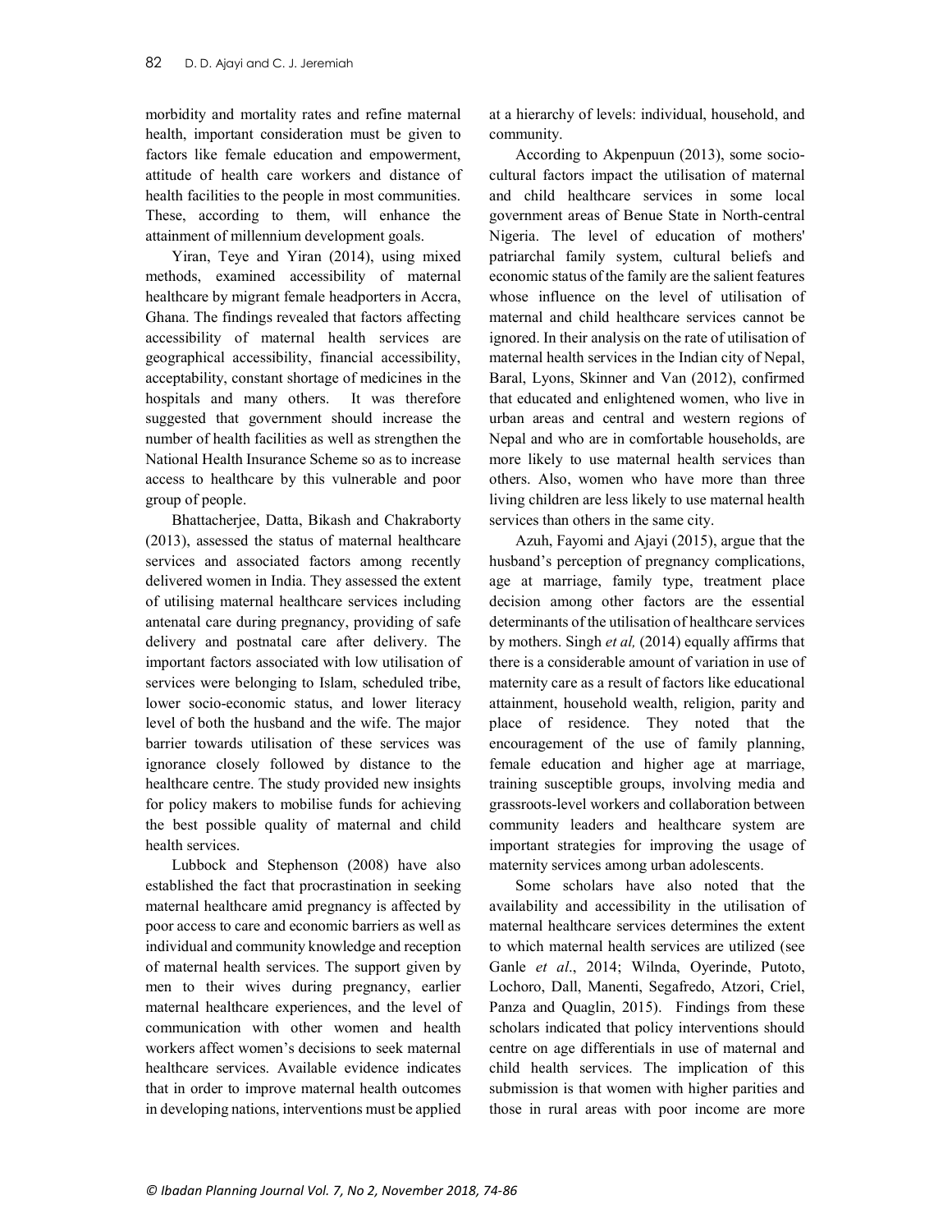morbidity and mortality rates and refine maternal health, important consideration must be given to factors like female education and empowerment, attitude of health care workers and distance of health facilities to the people in most communities. These, according to them, will enhance the attainment of millennium development goals.

Yiran, Teye and Yiran (2014), using mixed methods, examined accessibility of maternal healthcare by migrant female headporters in Accra, Ghana. The findings revealed that factors affecting accessibility of maternal health services are geographical accessibility, financial accessibility, acceptability, constant shortage of medicines in the hospitals and many others. It was therefore suggested that government should increase the number of health facilities as well as strengthen the National Health Insurance Scheme so as to increase access to healthcare by this vulnerable and poor group of people.

Bhattacherjee, Datta, Bikash and Chakraborty (2013), assessed the status of maternal healthcare services and associated factors among recently delivered women in India. They assessed the extent of utilising maternal healthcare services including antenatal care during pregnancy, providing of safe delivery and postnatal care after delivery. The important factors associated with low utilisation of services were belonging to Islam, scheduled tribe, lower socio-economic status, and lower literacy level of both the husband and the wife. The major barrier towards utilisation of these services was ignorance closely followed by distance to the healthcare centre. The study provided new insights for policy makers to mobilise funds for achieving the best possible quality of maternal and child health services.

Lubbock and Stephenson (2008) have also established the fact that procrastination in seeking maternal healthcare amid pregnancy is affected by poor access to care and economic barriers as well as individual and community knowledge and reception of maternal health services. The support given by men to their wives during pregnancy, earlier maternal healthcare experiences, and the level of communication with other women and health workers affect women's decisions to seek maternal healthcare services. Available evidence indicates that in order to improve maternal health outcomes in developing nations, interventions must be applied at a hierarchy of levels: individual, household, and community.

According to Akpenpuun (2013), some socio-cultural factors impact the utilisation of maternal and child healthcare services in some local government areas of Benue State in North-central Nigeria. The level of education of mothers' patriarchal family system, cultural beliefs and economic status of the family are the salient features whose influence on the level of utilisation of maternal and child healthcare services cannot be ignored. In their analysis on the rate of utilisation of maternal health services in the Indian city of Nepal, Baral, Lyons, Skinner and Van (2012), confirmed that educated and enlightened women, who live in urban areas and central and western regions of Nepal and who are in comfortable households, are more likely to use maternal health services than others. Also, women who have more than three living children are less likely to use maternal health services than others in the same city.

Azuh, Fayomi and Ajayi (2015), argue that the husband's perception of pregnancy complications, age at marriage, family type, treatment place decision among other factors are the essential determinants of the utilisation of healthcare services by mothers. Singh *et al,* (2014) equally affirms that there is a considerable amount of variation in use of maternity care as a result of factors like educational attainment, household wealth, religion, parity and place of residence. They noted that the encouragement of the use of family planning, female education and higher age at marriage, training susceptible groups, involving media and grassroots-level workers and collaboration between community leaders and healthcare system are important strategies for improving the usage of maternity services among urban adolescents.

Some scholars have also noted that the availability and accessibility in the utilisation of maternal healthcare services determines the extent to which maternal health services are utilized (see Ganle *et al*., 2014; Wilnda, Oyerinde, Putoto, Lochoro, Dall, Manenti, Segafredo, Atzori, Criel, Panza and Quaglin, 2015). Findings from these scholars indicated that policy interventions should centre on age differentials in use of maternal and child health services. The implication of this submission is that women with higher parities and those in rural areas with poor income are more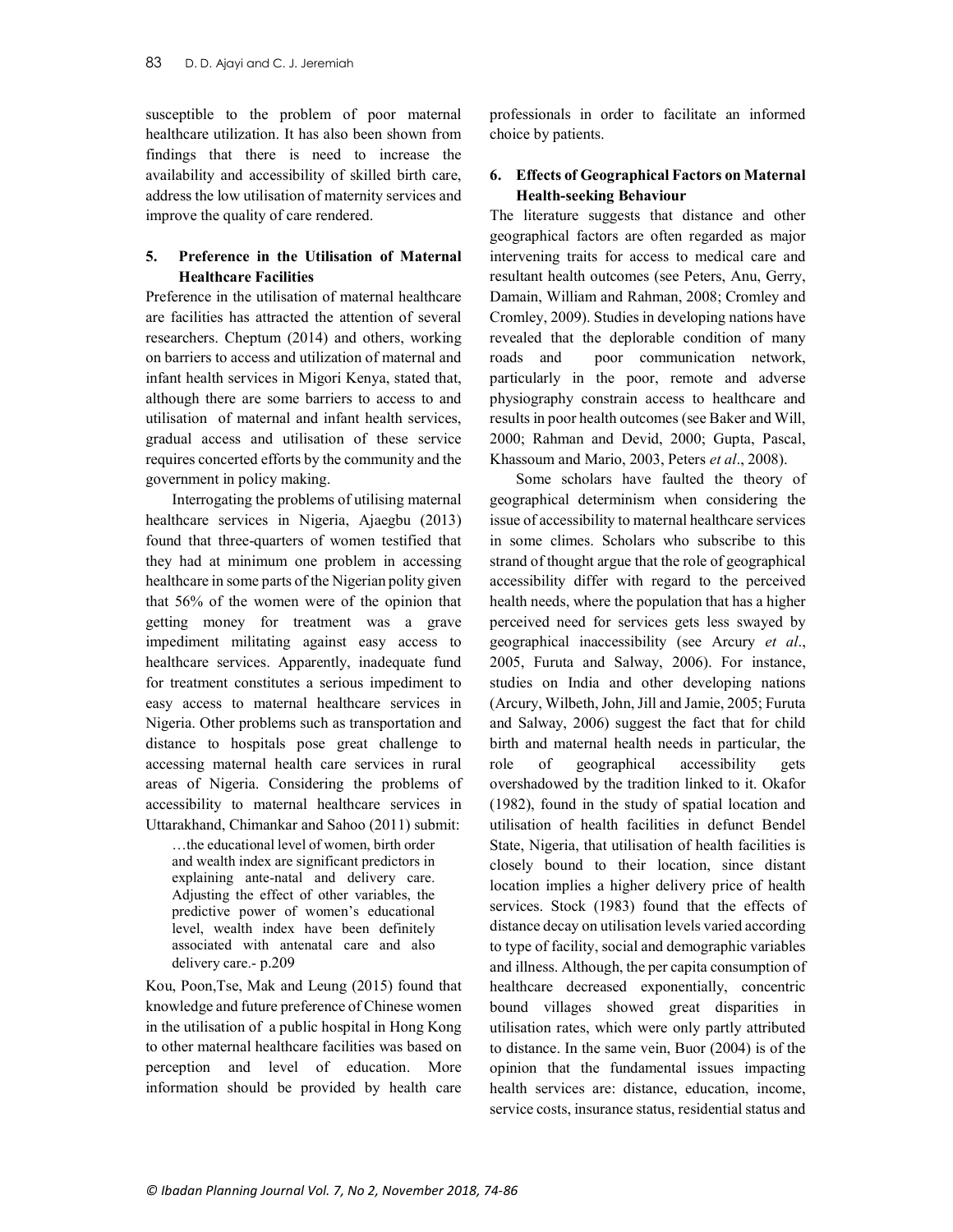susceptible to the problem of poor maternal healthcare utilization. It has also been shown from findings that there is need to increase the availability and accessibility of skilled birth care, address the low utilisation of maternity services and improve the quality of care rendered.

## 5. Preference in the Utilisation of Maternal Healthcare Facilities

Preference in the utilisation of maternal healthcare are facilities has attracted the attention of several researchers. Cheptum (2014) and others, working on barriers to access and utilization of maternal and infant health services in Migori Kenya, stated that, although there are some barriers to access to and utilisation of maternal and infant health services, gradual access and utilisation of these service requires concerted efforts by the community and the government in policy making.

Interrogating the problems of utilising maternal healthcare services in Nigeria, Ajaegbu (2013) found that three-quarters of women testified that they had at minimum one problem in accessing healthcare in some parts of the Nigerian polity given that 56% of the women were of the opinion that getting money for treatment was a grave impediment militating against easy access to healthcare services. Apparently, inadequate fund for treatment constitutes a serious impediment to easy access to maternal healthcare services in Nigeria. Other problems such as transportation and distance to hospitals pose great challenge to accessing maternal health care services in rural areas of Nigeria. Considering the problems of accessibility to maternal healthcare services in Uttarakhand, Chimankar and Sahoo (2011) submit:

> …the educational level of women, birth order and wealth index are significant predictors in explaining ante-natal and delivery care. Adjusting the effect of other variables, the predictive power of women's educational level, wealth index have been definitely associated with antenatal care and also delivery care.- p.209

Kou, Poon,Tse, Mak and Leung (2015) found that knowledge and future preference of Chinese women in the utilisation of a public hospital in Hong Kong to other maternal healthcare facilities was based on perception and level of education. More information should be provided by health care professionals in order to facilitate an informed choice by patients.

## 6. Effects of Geographical Factors on Maternal Health-seeking Behaviour

The literature suggests that distance and other geographical factors are often regarded as major intervening traits for access to medical care and resultant health outcomes (see Peters, Anu, Gerry, Damain, William and Rahman, 2008; Cromley and Cromley, 2009). Studies in developing nations have revealed that the deplorable condition of many roads and poor communication network, particularly in the poor, remote and adverse physiography constrain access to healthcare and results in poor health outcomes (see Baker and Will, 2000; Rahman and Devid, 2000; Gupta, Pascal, Khassoum and Mario, 2003, Peters *et al*., 2008).

Some scholars have faulted the theory of geographical determinism when considering the issue of accessibility to maternal healthcare services in some climes. Scholars who subscribe to this strand of thought argue that the role of geographical accessibility differ with regard to the perceived health needs, where the population that has a higher perceived need for services gets less swayed by geographical inaccessibility (see Arcury *et al*., 2005, Furuta and Salway, 2006). For instance, studies on India and other developing nations (Arcury, Wilbeth, John, Jill and Jamie, 2005; Furuta and Salway, 2006) suggest the fact that for child birth and maternal health needs in particular, the role of geographical accessibility gets overshadowed by the tradition linked to it. Okafor (1982), found in the study of spatial location and utilisation of health facilities in defunct Bendel State, Nigeria, that utilisation of health facilities is closely bound to their location, since distant location implies a higher delivery price of health services. Stock (1983) found that the effects of distance decay on utilisation levels varied according to type of facility, social and demographic variables and illness. Although, the per capita consumption of healthcare decreased exponentially, concentric bound villages showed great disparities in utilisation rates, which were only partly attributed to distance. In the same vein, Buor (2004) is of the opinion that the fundamental issues impacting health services are: distance, education, income, service costs, insurance status, residential status and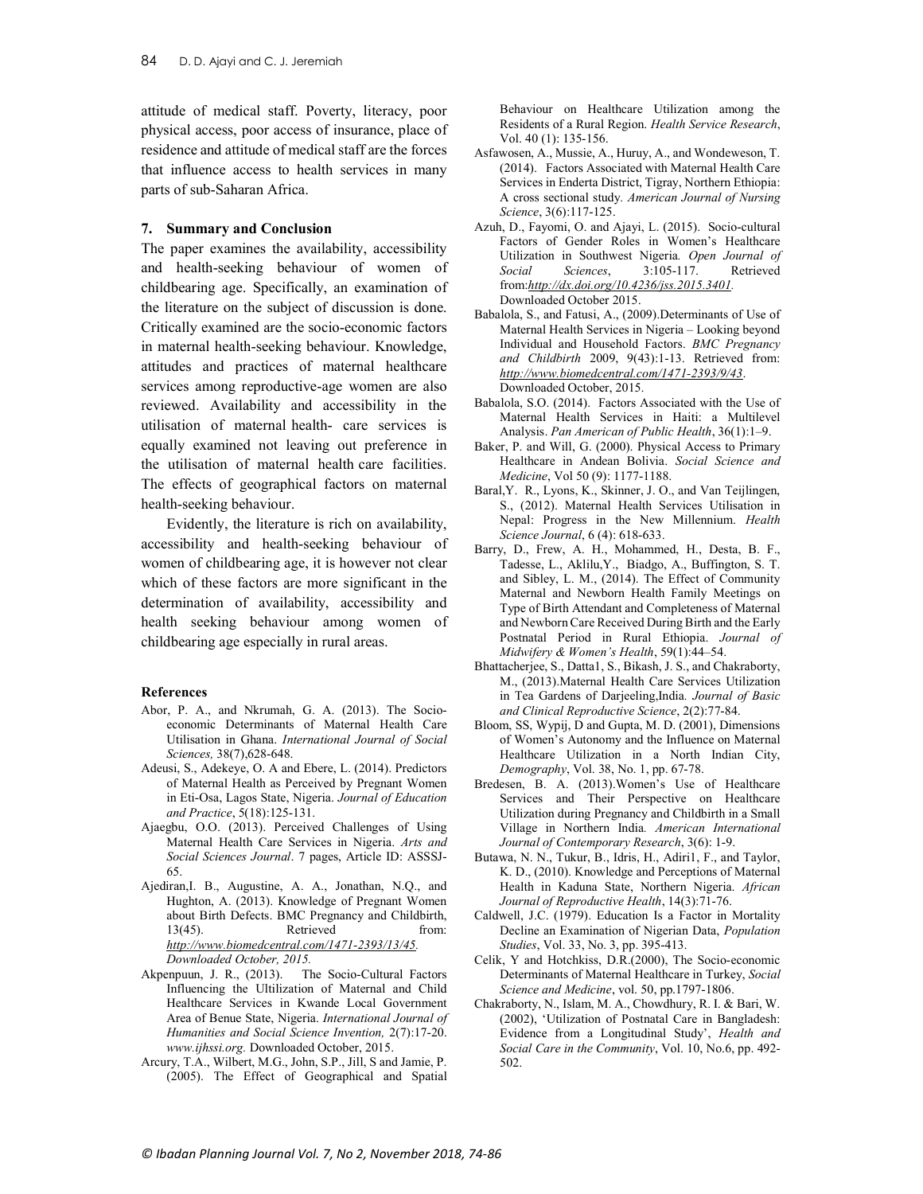attitude of medical staff. Poverty, literacy, poor physical access, poor access of insurance, place of residence and attitude of medical staff are the forces that influence access to health services in many parts of sub-Saharan Africa.

## 7. Summary and Conclusion

The paper examines the availability, accessibility and health-seeking behaviour of women of childbearing age. Specifically, an examination of the literature on the subject of discussion is done. Critically examined are the socio-economic factors in maternal health-seeking behaviour. Knowledge, attitudes and practices of maternal healthcare services among reproductive-age women are also reviewed. Availability and accessibility in the utilisation of maternal health- care services is equally examined not leaving out preference in the utilisation of maternal health care facilities. The effects of geographical factors on maternal health-seeking behaviour.

Evidently, the literature is rich on availability, accessibility and health-seeking behaviour of women of childbearing age, it is however not clear which of these factors are more significant in the determination of availability, accessibility and health seeking behaviour among women of childbearing age especially in rural areas.

### References

Abor, P. A., and Nkrumah, G. A. (2013). The Socio-economic Determinants of Maternal Health Care Utilisation in Ghana. *International Journal of Social Sciences,* 38(7),628-648.

Adeusi, S., Adekeye, O. A and Ebere, L. (2014). Predictors of Maternal Health as Perceived by Pregnant Women in Eti-Osa, Lagos State, Nigeria. *Journal of Education and Practice*, 5(18):125-131.

Ajaegbu, O.O. (2013). Perceived Challenges of Using Maternal Health Care Services in Nigeria. *Arts and Social Sciences Journal*. 7 pages, Article ID: ASSSJ-65.

Ajediran,I. B., Augustine, A. A., Jonathan, N.Q., and Hughton, A. (2013). Knowledge of Pregnant Women about Birth Defects. BMC Pregnancy and Childbirth, 13(45). Retrieved from: *http://www.biomedcentral.com/1471-2393/13/45. Downloaded October, 2015.*

Akpenpuun, J. R., (2013). The Socio-Cultural Factors Influencing the Ultilization of Maternal and Child Healthcare Services in Kwande Local Government Area of Benue State, Nigeria. *International Journal of Humanities and Social Science Invention,* 2(7):17-20. *www.ijhssi.org.* Downloaded October, 2015.

Arcury, T.A., Wilbert, M.G., John, S.P., Jill, S and Jamie, P. (2005). The Effect of Geographical and Spatial Behaviour on Healthcare Utilization among the Residents of a Rural Region. *Health Service Research*, Vol. 40 (1): 135-156.

Asfawosen, A., Mussie, A., Huruy, A., and Wondeweson, T. (2014). Factors Associated with Maternal Health Care Services in Enderta District, Tigray, Northern Ethiopia: A cross sectional study*. American Journal of Nursing Science*, 3(6):117-125.

Azuh, D., Fayomi, O. and Ajayi, L. (2015). Socio-cultural Factors of Gender Roles in Women's Healthcare Utilization in Southwest Nigeria*. Open Journal of Social Sciences*, 3:105-117. Retrieved from:*http://dx.doi.org/10.4236/jss.2015.3401*. Downloaded October 2015.

Babalola, S., and Fatusi, A., (2009).Determinants of Use of Maternal Health Services in Nigeria – Looking beyond Individual and Household Factors. *BMC Pregnancy and Childbirth* 2009, 9(43):1-13. Retrieved from: *http://www.biomedcentral.com/1471-2393/9/43*. Downloaded October, 2015.

Babalola, S.O. (2014). Factors Associated with the Use of Maternal Health Services in Haiti: a Multilevel Analysis. *Pan American of Public Health*, 36(1):1–9.

Baker, P. and Will, G. (2000). Physical Access to Primary Healthcare in Andean Bolivia. *Social Science and Medicine*, Vol 50 (9): 1177-1188.

Baral,Y. R., Lyons, K., Skinner, J. O., and Van Teijlingen, S., (2012). Maternal Health Services Utilisation in Nepal: Progress in the New Millennium. *Health Science Journal*, 6 (4): 618-633.

Barry, D., Frew, A. H., Mohammed, H., Desta, B. F., Tadesse, L., Aklilu,Y., Biadgo, A., Buffington, S. T. and Sibley, L. M., (2014). The Effect of Community Maternal and Newborn Health Family Meetings on Type of Birth Attendant and Completeness of Maternal and Newborn Care Received During Birth and the Early Postnatal Period in Rural Ethiopia. *Journal of Midwifery & Women's Health*, 59(1):44–54.

Bhattacherjee, S., Datta1, S., Bikash, J. S., and Chakraborty, M., (2013).Maternal Health Care Services Utilization in Tea Gardens of Darjeeling,India*. Journal of Basic and Clinical Reproductive Science*, 2(2):77-84.

Bloom, SS, Wypij, D and Gupta, M. D. (2001), Dimensions of Women's Autonomy and the Influence on Maternal Healthcare Utilization in a North Indian City, *Demography*, Vol. 38, No. 1, pp. 67-78.

Bredesen, B. A. (2013).Women's Use of Healthcare Services and Their Perspective on Healthcare Utilization during Pregnancy and Childbirth in a Small Village in Northern India*. American International Journal of Contemporary Research*, 3(6): 1-9.

Butawa, N. N., Tukur, B., Idris, H., Adiri1, F., and Taylor, K. D., (2010). Knowledge and Perceptions of Maternal Health in Kaduna State, Northern Nigeria. *African Journal of Reproductive Health*, 14(3):71-76.

Caldwell, J.C. (1979). Education Is a Factor in Mortality Decline an Examination of Nigerian Data, *Population Studies*, Vol. 33, No. 3, pp. 395-413.

Celik, Y and Hotchkiss, D.R.(2000), The Socio-economic Determinants of Maternal Healthcare in Turkey, *Social Science and Medicine*, vol. 50, pp.1797-1806.

Chakraborty, N., Islam, M. A., Chowdhury, R. I. & Bari, W. (2002), 'Utilization of Postnatal Care in Bangladesh: Evidence from a Longitudinal Study', *Health and Social Care in the Community*, Vol. 10, No.6, pp. 492-502.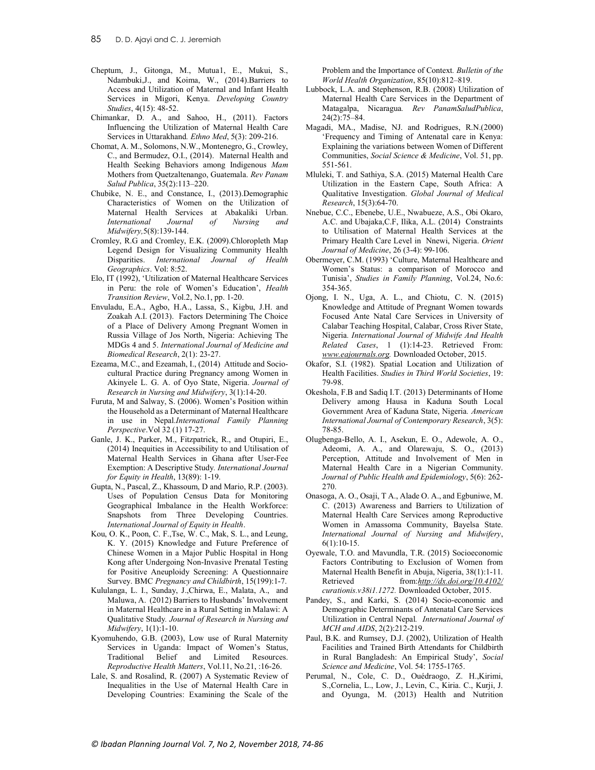Cheptum, J., Gitonga, M., Mutua1, E., Mukui, S., Ndambuki,J., and Koima, W., (2014).Barriers to Access and Utilization of Maternal and Infant Health Services in Migori, Kenya. *Developing Country Studies*, 4(15): 48-52.

Chimankar, D. A., and Sahoo, H., (2011). Factors Influencing the Utilization of Maternal Health Care Services in Uttarakhand. *Ethno Med*, 5(3): 209-216.

Chomat, A. M., Solomons, N.W., Montenegro, G., Crowley, C., and Bermudez, O.I., (2014). Maternal Health and Health Seeking Behaviors among Indigenous *Mam* Mothers from Quetzaltenango, Guatemala. *Rev Panam Salud Publica*, 35(2):113–220.

Chubike, N. E., and Constance, I., (2013).Demographic Characteristics of Women on the Utilization of Maternal Health Services at Abakaliki Urban. *International Journal of Nursing and Midwifery,*5(8):139-144.

Cromley, R.G and Cromley, E.K. (2009).Chloropleth Map Legend Design for Visualizing Community Health Disparities. *International Journal of Health Geographics*. Vol: 8:52.

Elo, IT (1992), 'Utilization of Maternal Healthcare Services in Peru: the role of Women's Education', *Health Transition Review*, Vol.2, No.1, pp. 1-20.

Envuladu, E.A., Agbo, H.A., Lassa, S., Kigbu, J.H. and Zoakah A.I. (2013). Factors Determining The Choice of a Place of Delivery Among Pregnant Women in Russia Village of Jos North, Nigeria: Achieving The MDGs 4 and 5. *International Journal of Medicine and Biomedical Research*, 2(1): 23-27.

Ezeama, M.C., and Ezeamah, I., (2014) Attitude and Socio-cultural Practice during Pregnancy among Women in Akinyele L. G. A. of Oyo State, Nigeria. *Journal of Research in Nursing and Midwifery*, 3(1):14-20.

Furuta, M and Salway, S. (2006). Women's Position within the Household as a Determinant of Maternal Healthcare in use in Nepal.*International Family Planning Perspective*.Vol 32 (1) 17-27.

Ganle, J. K., Parker, M., Fitzpatrick, R., and Otupiri, E., (2014) Inequities in Accessibility to and Utilisation of Maternal Health Services in Ghana after User-Fee Exemption: A Descriptive Study. *International Journal for Equity in Health*, 13(89): 1-19.

Gupta, N., Pascal, Z., Khassoum, D and Mario, R.P. (2003). Uses of Population Census Data for Monitoring Geographical Imbalance in the Health Workforce: Snapshots from Three Developing Countries. *International Journal of Equity in Health*.

Kou, O. K., Poon, C. F.,Tse, W. C., Mak, S. L., and Leung, K. Y. (2015) Knowledge and Future Preference of Chinese Women in a Major Public Hospital in Hong Kong after Undergoing Non-Invasive Prenatal Testing for Positive Aneuploidy Screening: A Questionnaire Survey. BMC *Pregnancy and Childbirth*, 15(199):1-7.

Kululanga, L. I., Sunday, J.,Chirwa, E., Malata, A., and Maluwa, A. (2012) Barriers to Husbands' Involvement in Maternal Healthcare in a Rural Setting in Malawi: A Qualitative Study. *Journal of Research in Nursing and Midwifery*, 1(1):1-10.

Kyomuhendo, G.B. (2003), Low use of Rural Maternity Services in Uganda: Impact of Women's Status, Traditional Belief and Limited Resources. *Reproductive Health Matters*, Vol.11, No.21, :16-26.

Lale, S. and Rosalind, R. (2007) A Systematic Review of Inequalities in the Use of Maternal Health Care in Developing Countries: Examining the Scale of the Problem and the Importance of Context. *Bulletin of the World Health Organization*, 85(10):812–819.

Lubbock, L.A. and Stephenson, R.B. (2008) Utilization of Maternal Health Care Services in the Department of Matagalpa, Nicaragua. *Rev PanamSaludPublica*, 24(2):75–84.

Magadi, MA., Madise, NJ. and Rodrigues, R.N.(2000) 'Frequency and Timing of Antenatal care in Kenya: Explaining the variations between Women of Different Communities, *Social Science & Medicine*, Vol. 51, pp. 551-561.

Mluleki, T. and Sathiya, S.A. (2015) Maternal Health Care Utilization in the Eastern Cape, South Africa: A Qualitative Investigation. *Global Journal of Medical Research*, 15(3):64-70.

Nnebue, C.C., Ebenebe, U.E., Nwabueze, A.S., Obi Okaro, A.C. and Ubajaka,C.F, Ilika, A.L. (2014) Constraints to Utilisation of Maternal Health Services at the Primary Health Care Level in Nnewi, Nigeria. *Orient Journal of Medicine*, 26 (3-4): 99-106.

Obermeyer, C.M. (1993) 'Culture, Maternal Healthcare and Women's Status: a comparison of Morocco and Tunisia', *Studies in Family Planning*, Vol.24, No.6: 354-365.

Ojong, I. N., Uga, A. L., and Chiotu, C. N. (2015) Knowledge and Attitude of Pregnant Women towards Focused Ante Natal Care Services in University of Calabar Teaching Hospital, Calabar, Cross River State, Nigeria. *International Journal of Midwife And Health Related Cases*, 1 (1):14-23. Retrieved From: *www.eajournals.org.* Downloaded October, 2015.

Okafor, S.I. (1982). Spatial Location and Utilization of Health Facilities. *Studies in Third World Societies*, 19: 79-98.

Okeshola, F.B and Sadiq I.T. (2013) Determinants of Home Delivery among Hausa in Kaduna South Local Government Area of Kaduna State, Nigeria. *American International Journal of Contemporary Research*, 3(5): 78-85.

Olugbenga-Bello, A. I., Asekun, E. O., Adewole, A. O., Adeomi, A. A., and Olarewaju, S. O., (2013) Perception, Attitude and Involvement of Men in Maternal Health Care in a Nigerian Community. *Journal of Public Health and Epidemiology*, 5(6): 262-270.

Onasoga, A. O., Osaji, T A., Alade O. A., and Egbuniwe, M. C. (2013) Awareness and Barriers to Utilization of Maternal Health Care Services among Reproductive Women in Amassoma Community, Bayelsa State. *International Journal of Nursing and Midwifery*, 6(1):10-15.

Oyewale, T.O. and Mavundla, T.R. (2015) Socioeconomic Factors Contributing to Exclusion of Women from Maternal Health Benefit in Abuja, Nigeria, 38(1):1-11. Retrieved from:*http://dx.doi.org/10.4102/curationis.v38i1.1272.* Downloaded October, 2015.

Pandey, S., and Karki, S. (2014) Socio-economic and Demographic Determinants of Antenatal Care Services Utilization in Central Nepal. *International Journal of MCH and AIDS*, 2(2):212-219.

Paul, B.K. and Rumsey, D.J. (2002), Utilization of Health Facilities and Trained Birth Attendants for Childbirth in Rural Bangladesh: An Empirical Study', *Social Science and Medicine*, Vol. 54: 1755-1765.

Perumal, N., Cole, C. D., Ouédraogo, Z. H.,Kirimi, S.,Cornelia, L., Low, J., Levin, C., Kiria. C., Kurji, J. and Oyunga, M. (2013) Health and Nutrition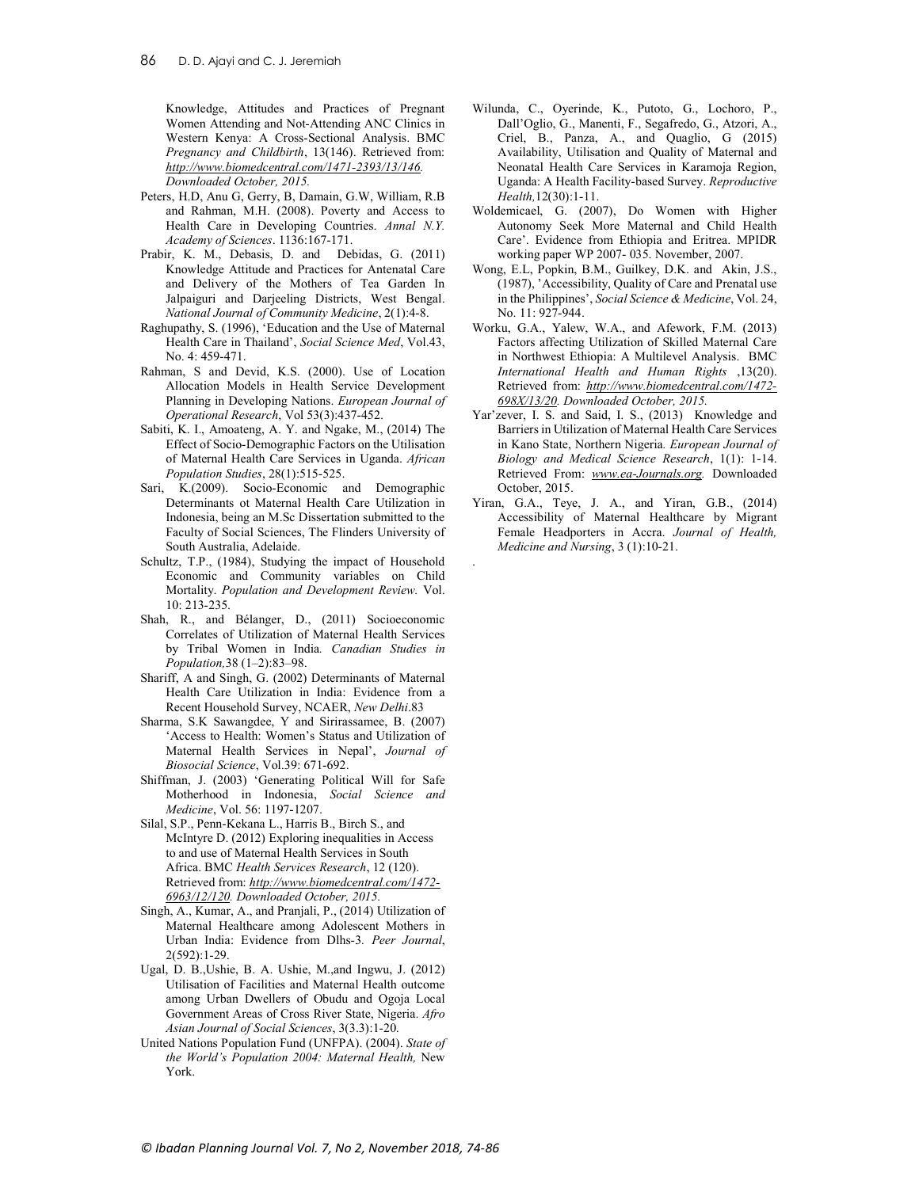Knowledge, Attitudes and Practices of Pregnant Women Attending and Not-Attending ANC Clinics in Western Kenya: A Cross-Sectional Analysis. BMC *Pregnancy and Childbirth*, 13(146). Retrieved from: *http://www.biomedcentral.com/1471-2393/13/146. Downloaded October, 2015.*

Peters, H.D, Anu G, Gerry, B, Damain, G.W, William, R.B and Rahman, M.H. (2008). Poverty and Access to Health Care in Developing Countries. *Annal N.Y. Academy of Sciences*. 1136:167-171.

Prabir, K. M., Debasis, D. and Debidas, G. (2011) Knowledge Attitude and Practices for Antenatal Care and Delivery of the Mothers of Tea Garden In Jalpaiguri and Darjeeling Districts, West Bengal. *National Journal of Community Medicine*, 2(1):4-8.

Raghupathy, S. (1996), 'Education and the Use of Maternal Health Care in Thailand', *Social Science Med*, Vol.43, No. 4: 459-471.

Rahman, S and Devid, K.S. (2000). Use of Location Allocation Models in Health Service Development Planning in Developing Nations. *European Journal of Operational Research*, Vol 53(3):437-452.

Sabiti, K. I., Amoateng, A. Y. and Ngake, M., (2014) The Effect of Socio-Demographic Factors on the Utilisation of Maternal Health Care Services in Uganda. *African Population Studies*, 28(1):515-525.

Sari, K.(2009). Socio-Economic and Demographic Determinants ot Maternal Health Care Utilization in Indonesia, being an M.Sc Dissertation submitted to the Faculty of Social Sciences, The Flinders University of South Australia, Adelaide.

Schultz, T.P., (1984), Studying the impact of Household Economic and Community variables on Child Mortality. *Population and Development Review.* Vol. 10: 213-235.

Shah, R., and Bélanger, D., (2011) Socioeconomic Correlates of Utilization of Maternal Health Services by Tribal Women in India*. Canadian Studies in Population,*38 (1–2):83–98.

Shariff, A and Singh, G. (2002) Determinants of Maternal Health Care Utilization in India: Evidence from a Recent Household Survey, NCAER, *New Delhi*.83

Sharma, S.K Sawangdee, Y and Sirirassamee, B. (2007) 'Access to Health: Women's Status and Utilization of Maternal Health Services in Nepal', *Journal of Biosocial Science*, Vol.39: 671-692.

Shiffman, J. (2003) 'Generating Political Will for Safe Motherhood in Indonesia, *Social Science and Medicine*, Vol. 56: 1197-1207.

Silal, S.P., Penn-Kekana L., Harris B., Birch S., and McIntyre D. (2012) Exploring inequalities in Access to and use of Maternal Health Services in South Africa. BMC *Health Services Research*, 12 (120). Retrieved from: *http://www.biomedcentral.com/1472-6963/12/120. Downloaded October, 2015.*

Singh, A., Kumar, A., and Pranjali, P., (2014) Utilization of Maternal Healthcare among Adolescent Mothers in Urban India: Evidence from Dlhs-3*. Peer Journal*, 2(592):1-29.

Ugal, D. B.,Ushie, B. A. Ushie, M.,and Ingwu, J. (2012) Utilisation of Facilities and Maternal Health outcome among Urban Dwellers of Obudu and Ogoja Local Government Areas of Cross River State, Nigeria. *Afro Asian Journal of Social Sciences*, 3(3.3):1-20.

United Nations Population Fund (UNFPA). (2004). *State of the World's Population 2004: Maternal Health,* New York.

Wilunda, C., Oyerinde, K., Putoto, G., Lochoro, P., Dall'Oglio, G., Manenti, F., Segafredo, G., Atzori, A., Criel, B., Panza, A., and Quaglio, G (2015) Availability, Utilisation and Quality of Maternal and Neonatal Health Care Services in Karamoja Region, Uganda: A Health Facility-based Survey. *Reproductive Health,*12(30):1-11.

Woldemicael, G. (2007), Do Women with Higher Autonomy Seek More Maternal and Child Health Care'. Evidence from Ethiopia and Eritrea. MPIDR working paper WP 2007- 035. November, 2007.

Wong, E.L, Popkin, B.M., Guilkey, D.K. and Akin, J.S., (1987), 'Accessibility, Quality of Care and Prenatal use in the Philippines', *Social Science & Medicine*, Vol. 24, No. 11: 927-944.

Worku, G.A., Yalew, W.A., and Afework, F.M. (2013) Factors affecting Utilization of Skilled Maternal Care in Northwest Ethiopia: A Multilevel Analysis. BMC *International Health and Human Rights* ,13(20). Retrieved from: *http://www.biomedcentral.com/1472-698X/13/20. Downloaded October, 2015.*

Yar'zever, I. S. and Said, I. S., (2013) Knowledge and Barriers in Utilization of Maternal Health Care Services in Kano State, Northern Nigeria*. European Journal of Biology and Medical Science Research*, 1(1): 1-14. Retrieved From: *www.ea-Journals.org.* Downloaded October, 2015.

Yiran, G.A., Teye, J. A., and Yiran, G.B., (2014) Accessibility of Maternal Healthcare by Migrant Female Headporters in Accra. *Journal of Health, Medicine and Nursing*, 3 (1):10-21.